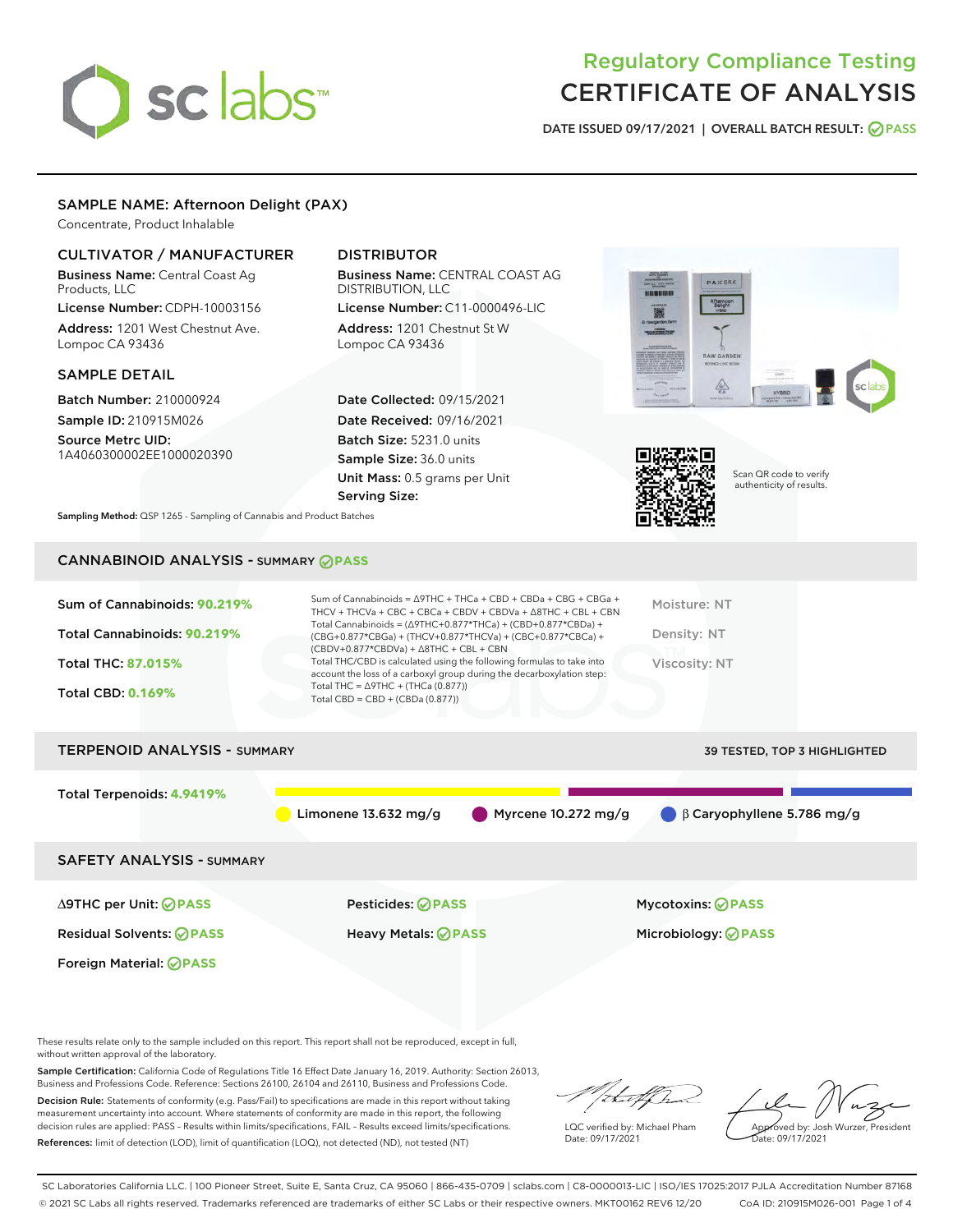# Regulatory Compliance Testing
# CERTIFICATE OF ANALYSIS

DATE ISSUED 09/17/2021 | OVERALL BATCH RESULT: PASS

## SAMPLE NAME: Afternoon Delight (PAX)

Concentrate, Product Inhalable

### CULTIVATOR / MANUFACTURER

**Business Name:** Central Coast Ag Products, LLC

**License Number:** CDPH-10003156

**Address:** 1201 West Chestnut Ave. Lompoc CA 93436

### DISTRIBUTOR

**Business Name:** CENTRAL COAST AG DISTRIBUTION, LLC

**License Number:** C11-0000496-LIC

**Address:** 1201 Chestnut St W Lompoc CA 93436

### SAMPLE DETAIL

**Batch Number:** 210000924

**Sample ID:** 210915M026

**Source Metrc UID:** 1A4060300002EE1000020390

**Date Collected:** 09/15/2021

**Date Received:** 09/16/2021

**Batch Size:** 5231.0 units

**Sample Size:** 36.0 units

**Unit Mass:** 0.5 grams per Unit

**Serving Size:**

**Sampling Method:** QSP 1265 - Sampling of Cannabis and Product Batches

Scan QR code to verify authenticity of results.

## CANNABINOID ANALYSIS - SUMMARY PASS

**Sum of Cannabinoids:** 90.219%

**Total Cannabinoids:** 90.219%

**Total THC:** 87.015%

**Total CBD:** 0.169%

Sum of Cannabinoids = Δ9THC + THCa + CBD + CBDa + CBG + CBGa + THCV + THCVa + CBC + CBCa + CBDV + CBDVa + Δ8THC + CBL + CBN

Total Cannabinoids = (Δ9THC+0.877*THCa) + (CBD+0.877*CBDa) + (CBG+0.877*CBGa) + (THCV+0.877*THCVa) + (CBC+0.877*CBCa) + (CBDV+0.877*CBDVa) + Δ8THC + CBL + CBN

Total THC/CBD is calculated using the following formulas to take into account the loss of a carboxyl group during the decarboxylation step:

Total THC = Δ9THC + (THCa (0.877))

Total CBD = CBD + (CBDa (0.877))

Moisture: NT

Density: NT

Viscosity: NT

## TERPENOID ANALYSIS - SUMMARY

39 TESTED, TOP 3 HIGHLIGHTED

**Total Terpenoids:** 4.9419%

Limonene 13.632 mg/g | Myrcene 10.272 mg/g | β Caryophyllene 5.786 mg/g

## SAFETY ANALYSIS - SUMMARY

| | | |
|---|---|---|
| Δ9THC per Unit: PASS | Pesticides: PASS | Mycotoxins: PASS |
| Residual Solvents: PASS | Heavy Metals: PASS | Microbiology: PASS |
| Foreign Material: PASS | | |

These results relate only to the sample included on this report. This report shall not be reproduced, except in full, without written approval of the laboratory.

**Sample Certification:** California Code of Regulations Title 16 Effect Date January 16, 2019. Authority: Section 26013, Business and Professions Code. Reference: Sections 26100, 26104 and 26110, Business and Professions Code.

**Decision Rule:** Statements of conformity (e.g. Pass/Fail) to specifications are made in this report without taking measurement uncertainty into account. Where statements of conformity are made in this report, the following decision rules are applied: PASS – Results within limits/specifications, FAIL – Results exceed limits/specifications.

**References:** limit of detection (LOD), limit of quantification (LOQ), not detected (ND), not tested (NT)

LQC verified by: Michael Pham
Date: 09/17/2021

Approved by: Josh Wurzer, President
Date: 09/17/2021

SC Laboratories California LLC. | 100 Pioneer Street, Suite E, Santa Cruz, CA 95060 | 866-435-0709 | sclabs.com | C8-0000013-LIC | ISO/IES 17025:2017 PJLA Accreditation Number 87168
© 2021 SC Labs all rights reserved. Trademarks referenced are trademarks of either SC Labs or their respective owners. MKT00162 REV6 12/20 CoA ID: 210915M026-001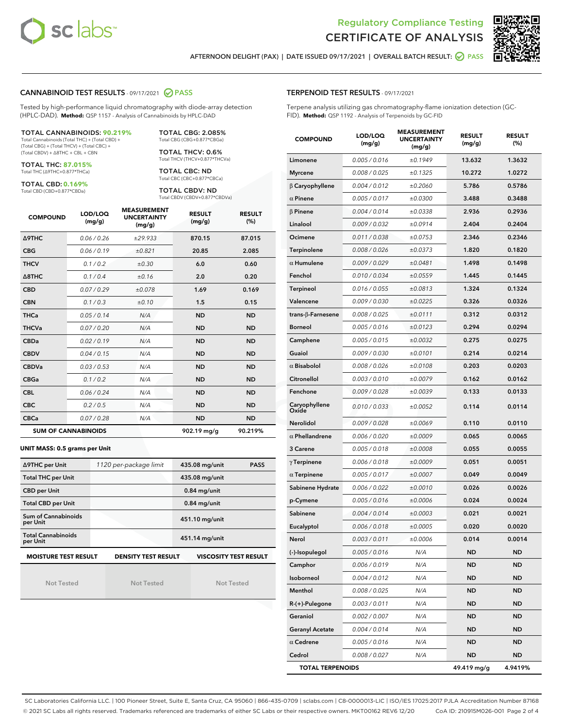Regulatory Compliance Testing

# CERTIFICATE OF ANALYSIS

AFTERNOON DELIGHT (PAX) | DATE ISSUED 09/17/2021 | OVERALL BATCH RESULT: PASS

## CANNABINOID TEST RESULTS - 09/17/2021 PASS

Tested by high-performance liquid chromatography with diode-array detection (HPLC-DAD). **Method:** QSP 1157 - Analysis of Cannabinoids by HPLC-DAD

**TOTAL CANNABINOIDS: 90.219%**
Total Cannabinoids (Total THC) + (Total CBD) + (Total CBG) + (Total THCV) + (Total CBC) + (Total CBDV) + Δ8THC + CBL + CBN

**TOTAL THC: 87.015%**
Total THC (Δ9THC+0.877*THCa)

**TOTAL CBD: 0.169%**
Total CBD (CBD+0.877*CBDa)

**TOTAL CBG: 2.085%**
Total CBG (CBG+0.877*CBGa)

**TOTAL THCV: 0.6%**
Total THCV (THCV+0.877*THCVa)

**TOTAL CBC: ND**
Total CBC (CBC+0.877*CBCa)

**TOTAL CBDV: ND**
Total CBDV (CBDV+0.877*CBDVa)

| COMPOUND | LOD/LOQ (mg/g) | MEASUREMENT UNCERTAINTY (mg/g) | RESULT (mg/g) | RESULT (%) |
|---|---|---|---|---|
| Δ9THC | 0.06 / 0.26 | ±29.933 | 870.15 | 87.015 |
| CBG | 0.06 / 0.19 | ±0.821 | 20.85 | 2.085 |
| THCV | 0.1 / 0.2 | ±0.30 | 6.0 | 0.60 |
| Δ8THC | 0.1 / 0.4 | ±0.16 | 2.0 | 0.20 |
| CBD | 0.07 / 0.29 | ±0.078 | 1.69 | 0.169 |
| CBN | 0.1 / 0.3 | ±0.10 | 1.5 | 0.15 |
| THCa | 0.05 / 0.14 | N/A | ND | ND |
| THCVa | 0.07 / 0.20 | N/A | ND | ND |
| CBDa | 0.02 / 0.19 | N/A | ND | ND |
| CBDV | 0.04 / 0.15 | N/A | ND | ND |
| CBDVa | 0.03 / 0.53 | N/A | ND | ND |
| CBGa | 0.1 / 0.2 | N/A | ND | ND |
| CBL | 0.06 / 0.24 | N/A | ND | ND |
| CBC | 0.2 / 0.5 | N/A | ND | ND |
| CBCa | 0.07 / 0.28 | N/A | ND | ND |
| **SUM OF CANNABINOIDS** | | | 902.19 mg/g | 90.219% |

**UNIT MASS: 0.5 grams per Unit**

| | | | |
|---|---|---|---|
| Δ9THC per Unit | 1120 per-package limit | 435.08 mg/unit | PASS |
| Total THC per Unit | | 435.08 mg/unit | |
| CBD per Unit | | 0.84 mg/unit | |
| Total CBD per Unit | | 0.84 mg/unit | |
| Sum of Cannabinoids per Unit | | 451.10 mg/unit | |
| Total Cannabinoids per Unit | | 451.14 mg/unit | |

| MOISTURE TEST RESULT | DENSITY TEST RESULT | VISCOSITY TEST RESULT |
|---|---|---|
| Not Tested | Not Tested | Not Tested |

## TERPENOID TEST RESULTS - 09/17/2021

Terpene analysis utilizing gas chromatography-flame ionization detection (GC-FID). **Method:** QSP 1192 - Analysis of Terpenoids by GC-FID

| COMPOUND | LOD/LOQ (mg/g) | MEASUREMENT UNCERTAINTY (mg/g) | RESULT (mg/g) | RESULT (%) |
|---|---|---|---|---|
| Limonene | 0.005 / 0.016 | ±0.1949 | 13.632 | 1.3632 |
| Myrcene | 0.008 / 0.025 | ±0.1325 | 10.272 | 1.0272 |
| β Caryophyllene | 0.004 / 0.012 | ±0.2060 | 5.786 | 0.5786 |
| α Pinene | 0.005 / 0.017 | ±0.0300 | 3.488 | 0.3488 |
| β Pinene | 0.004 / 0.014 | ±0.0338 | 2.936 | 0.2936 |
| Linalool | 0.009 / 0.032 | ±0.0914 | 2.404 | 0.2404 |
| Ocimene | 0.011 / 0.038 | ±0.0753 | 2.346 | 0.2346 |
| Terpinolene | 0.008 / 0.026 | ±0.0373 | 1.820 | 0.1820 |
| α Humulene | 0.009 / 0.029 | ±0.0481 | 1.498 | 0.1498 |
| Fenchol | 0.010 / 0.034 | ±0.0559 | 1.445 | 0.1445 |
| Terpineol | 0.016 / 0.055 | ±0.0813 | 1.324 | 0.1324 |
| Valencene | 0.009 / 0.030 | ±0.0225 | 0.326 | 0.0326 |
| trans-β-Farnesene | 0.008 / 0.025 | ±0.0111 | 0.312 | 0.0312 |
| Borneol | 0.005 / 0.016 | ±0.0123 | 0.294 | 0.0294 |
| Camphene | 0.005 / 0.015 | ±0.0032 | 0.275 | 0.0275 |
| Guaiol | 0.009 / 0.030 | ±0.0101 | 0.214 | 0.0214 |
| α Bisabolol | 0.008 / 0.026 | ±0.0108 | 0.203 | 0.0203 |
| Citronellol | 0.003 / 0.010 | ±0.0079 | 0.162 | 0.0162 |
| Fenchone | 0.009 / 0.028 | ±0.0039 | 0.133 | 0.0133 |
| Caryophyllene Oxide | 0.010 / 0.033 | ±0.0052 | 0.114 | 0.0114 |
| Nerolidol | 0.009 / 0.028 | ±0.0069 | 0.110 | 0.0110 |
| α Phellandrene | 0.006 / 0.020 | ±0.0009 | 0.065 | 0.0065 |
| 3 Carene | 0.005 / 0.018 | ±0.0008 | 0.055 | 0.0055 |
| γ Terpinene | 0.006 / 0.018 | ±0.0009 | 0.051 | 0.0051 |
| α Terpinene | 0.005 / 0.017 | ±0.0007 | 0.049 | 0.0049 |
| Sabinene Hydrate | 0.006 / 0.022 | ±0.0010 | 0.026 | 0.0026 |
| p-Cymene | 0.005 / 0.016 | ±0.0006 | 0.024 | 0.0024 |
| Sabinene | 0.004 / 0.014 | ±0.0003 | 0.021 | 0.0021 |
| Eucalyptol | 0.006 / 0.018 | ±0.0005 | 0.020 | 0.0020 |
| Nerol | 0.003 / 0.011 | ±0.0006 | 0.014 | 0.0014 |
| (-)-Isopulegol | 0.005 / 0.016 | N/A | ND | ND |
| Camphor | 0.006 / 0.019 | N/A | ND | ND |
| Isoborneol | 0.004 / 0.012 | N/A | ND | ND |
| Menthol | 0.008 / 0.025 | N/A | ND | ND |
| R-(+)-Pulegone | 0.003 / 0.011 | N/A | ND | ND |
| Geraniol | 0.002 / 0.007 | N/A | ND | ND |
| Geranyl Acetate | 0.004 / 0.014 | N/A | ND | ND |
| α Cedrene | 0.005 / 0.016 | N/A | ND | ND |
| Cedrol | 0.008 / 0.027 | N/A | ND | ND |
| **TOTAL TERPENOIDS** | | | 49.419 mg/g | 4.9419% |

SC Laboratories California LLC. | 100 Pioneer Street, Suite E, Santa Cruz, CA 95060 | 866-435-0709 | sclabs.com | C8-0000013-LIC | ISO/IES 17025:2017 PJLA Accreditation Number 87168
© 2021 SC Labs all rights reserved. Trademarks referenced are trademarks of either SC Labs or their respective owners. MKT00162 REV6 12/20 CoA ID: 210915M026-001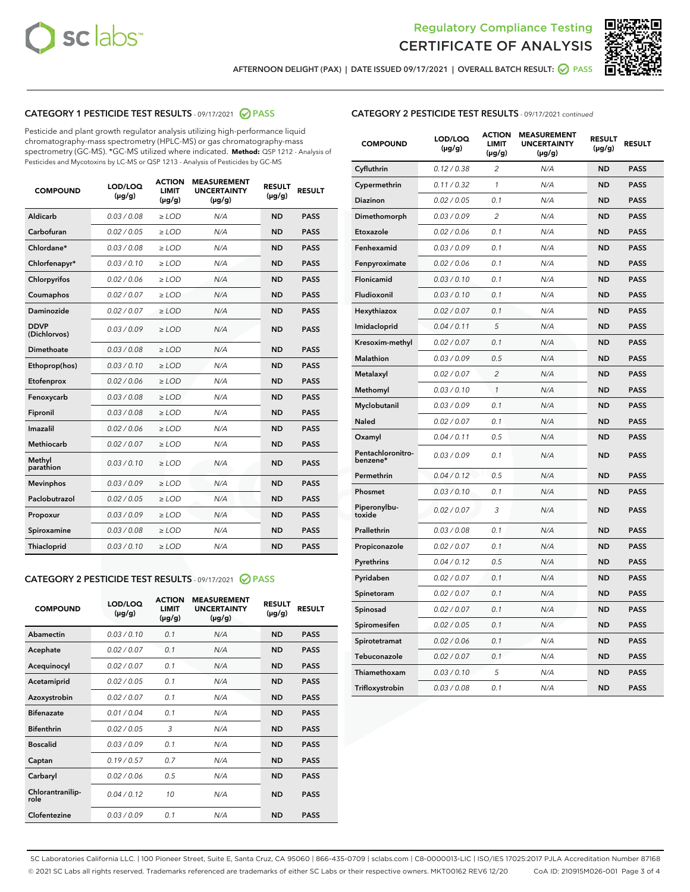Regulatory Compliance Testing

# CERTIFICATE OF ANALYSIS

AFTERNOON DELIGHT (PAX) | DATE ISSUED 09/17/2021 | OVERALL BATCH RESULT: PASS

## CATEGORY 1 PESTICIDE TEST RESULTS - 09/17/2021 PASS

Pesticide and plant growth regulator analysis utilizing high-performance liquid chromatography-mass spectrometry (HPLC-MS) or gas chromatography-mass spectrometry (GC-MS). *GC-MS utilized where indicated. **Method:** QSP 1212 - Analysis of Pesticides and Mycotoxins by LC-MS or QSP 1213 - Analysis of Pesticides by GC-MS

| COMPOUND | LOD/LOQ (µg/g) | ACTION LIMIT (µg/g) | MEASUREMENT UNCERTAINTY (µg/g) | RESULT (µg/g) | RESULT |
|---|---|---|---|---|---|
| Aldicarb | 0.03 / 0.08 | ≥ LOD | N/A | ND | PASS |
| Carbofuran | 0.02 / 0.05 | ≥ LOD | N/A | ND | PASS |
| Chlordane* | 0.03 / 0.08 | ≥ LOD | N/A | ND | PASS |
| Chlorfenapyr* | 0.03 / 0.10 | ≥ LOD | N/A | ND | PASS |
| Chlorpyrifos | 0.02 / 0.06 | ≥ LOD | N/A | ND | PASS |
| Coumaphos | 0.02 / 0.07 | ≥ LOD | N/A | ND | PASS |
| Daminozide | 0.02 / 0.07 | ≥ LOD | N/A | ND | PASS |
| DDVP (Dichlorvos) | 0.03 / 0.09 | ≥ LOD | N/A | ND | PASS |
| Dimethoate | 0.03 / 0.08 | ≥ LOD | N/A | ND | PASS |
| Ethoprop(hos) | 0.03 / 0.10 | ≥ LOD | N/A | ND | PASS |
| Etofenprox | 0.02 / 0.06 | ≥ LOD | N/A | ND | PASS |
| Fenoxycarb | 0.03 / 0.08 | ≥ LOD | N/A | ND | PASS |
| Fipronil | 0.03 / 0.08 | ≥ LOD | N/A | ND | PASS |
| Imazalil | 0.02 / 0.06 | ≥ LOD | N/A | ND | PASS |
| Methiocarb | 0.02 / 0.07 | ≥ LOD | N/A | ND | PASS |
| Methyl parathion | 0.03 / 0.10 | ≥ LOD | N/A | ND | PASS |
| Mevinphos | 0.03 / 0.09 | ≥ LOD | N/A | ND | PASS |
| Paclobutrazol | 0.02 / 0.05 | ≥ LOD | N/A | ND | PASS |
| Propoxur | 0.03 / 0.09 | ≥ LOD | N/A | ND | PASS |
| Spiroxamine | 0.03 / 0.08 | ≥ LOD | N/A | ND | PASS |
| Thiacloprid | 0.03 / 0.10 | ≥ LOD | N/A | ND | PASS |

## CATEGORY 2 PESTICIDE TEST RESULTS - 09/17/2021 PASS

| COMPOUND | LOD/LOQ (µg/g) | ACTION LIMIT (µg/g) | MEASUREMENT UNCERTAINTY (µg/g) | RESULT (µg/g) | RESULT |
|---|---|---|---|---|---|
| Abamectin | 0.03 / 0.10 | 0.1 | N/A | ND | PASS |
| Acephate | 0.02 / 0.07 | 0.1 | N/A | ND | PASS |
| Acequinocyl | 0.02 / 0.07 | 0.1 | N/A | ND | PASS |
| Acetamiprid | 0.02 / 0.05 | 0.1 | N/A | ND | PASS |
| Azoxystrobin | 0.02 / 0.07 | 0.1 | N/A | ND | PASS |
| Bifenazate | 0.01 / 0.04 | 0.1 | N/A | ND | PASS |
| Bifenthrin | 0.02 / 0.05 | 3 | N/A | ND | PASS |
| Boscalid | 0.03 / 0.09 | 0.1 | N/A | ND | PASS |
| Captan | 0.19 / 0.57 | 0.7 | N/A | ND | PASS |
| Carbaryl | 0.02 / 0.06 | 0.5 | N/A | ND | PASS |
| Chlorantraniliprole | 0.04 / 0.12 | 10 | N/A | ND | PASS |
| Clofentezine | 0.03 / 0.09 | 0.1 | N/A | ND | PASS |
| Cyfluthrin | 0.12 / 0.38 | 2 | N/A | ND | PASS |
| Cypermethrin | 0.11 / 0.32 | 1 | N/A | ND | PASS |
| Diazinon | 0.02 / 0.05 | 0.1 | N/A | ND | PASS |
| Dimethomorph | 0.03 / 0.09 | 2 | N/A | ND | PASS |
| Etoxazole | 0.02 / 0.06 | 0.1 | N/A | ND | PASS |
| Fenhexamid | 0.03 / 0.09 | 0.1 | N/A | ND | PASS |
| Fenpyroximate | 0.02 / 0.06 | 0.1 | N/A | ND | PASS |
| Flonicamid | 0.03 / 0.10 | 0.1 | N/A | ND | PASS |
| Fludioxonil | 0.03 / 0.10 | 0.1 | N/A | ND | PASS |
| Hexythiazox | 0.02 / 0.07 | 0.1 | N/A | ND | PASS |
| Imidacloprid | 0.04 / 0.11 | 5 | N/A | ND | PASS |
| Kresoxim-methyl | 0.02 / 0.07 | 0.1 | N/A | ND | PASS |
| Malathion | 0.03 / 0.09 | 0.5 | N/A | ND | PASS |
| Metalaxyl | 0.02 / 0.07 | 2 | N/A | ND | PASS |
| Methomyl | 0.03 / 0.10 | 1 | N/A | ND | PASS |
| Myclobutanil | 0.03 / 0.09 | 0.1 | N/A | ND | PASS |
| Naled | 0.02 / 0.07 | 0.1 | N/A | ND | PASS |
| Oxamyl | 0.04 / 0.11 | 0.5 | N/A | ND | PASS |
| Pentachloronitrobenzene* | 0.03 / 0.09 | 0.1 | N/A | ND | PASS |
| Permethrin | 0.04 / 0.12 | 0.5 | N/A | ND | PASS |
| Phosmet | 0.03 / 0.10 | 0.1 | N/A | ND | PASS |
| Piperonylbutoxide | 0.02 / 0.07 | 3 | N/A | ND | PASS |
| Prallethrin | 0.03 / 0.08 | 0.1 | N/A | ND | PASS |
| Propiconazole | 0.02 / 0.07 | 0.1 | N/A | ND | PASS |
| Pyrethrins | 0.04 / 0.12 | 0.5 | N/A | ND | PASS |
| Pyridaben | 0.02 / 0.07 | 0.1 | N/A | ND | PASS |
| Spinetoram | 0.02 / 0.07 | 0.1 | N/A | ND | PASS |
| Spinosad | 0.02 / 0.07 | 0.1 | N/A | ND | PASS |
| Spiromesifen | 0.02 / 0.05 | 0.1 | N/A | ND | PASS |
| Spirotetramat | 0.02 / 0.06 | 0.1 | N/A | ND | PASS |
| Tebuconazole | 0.02 / 0.07 | 0.1 | N/A | ND | PASS |
| Thiamethoxam | 0.03 / 0.10 | 5 | N/A | ND | PASS |
| Trifloxystrobin | 0.03 / 0.08 | 0.1 | N/A | ND | PASS |

SC Laboratories California LLC. | 100 Pioneer Street, Suite E, Santa Cruz, CA 95060 | 866-435-0709 | sclabs.com | C8-0000013-LIC | ISO/IES 17025:2017 PJLA Accreditation Number 87168
© 2021 SC Labs all rights reserved. Trademarks referenced are trademarks of either SC Labs or their respective owners. MKT00162 REV6 12/20 CoA ID: 210915M026-001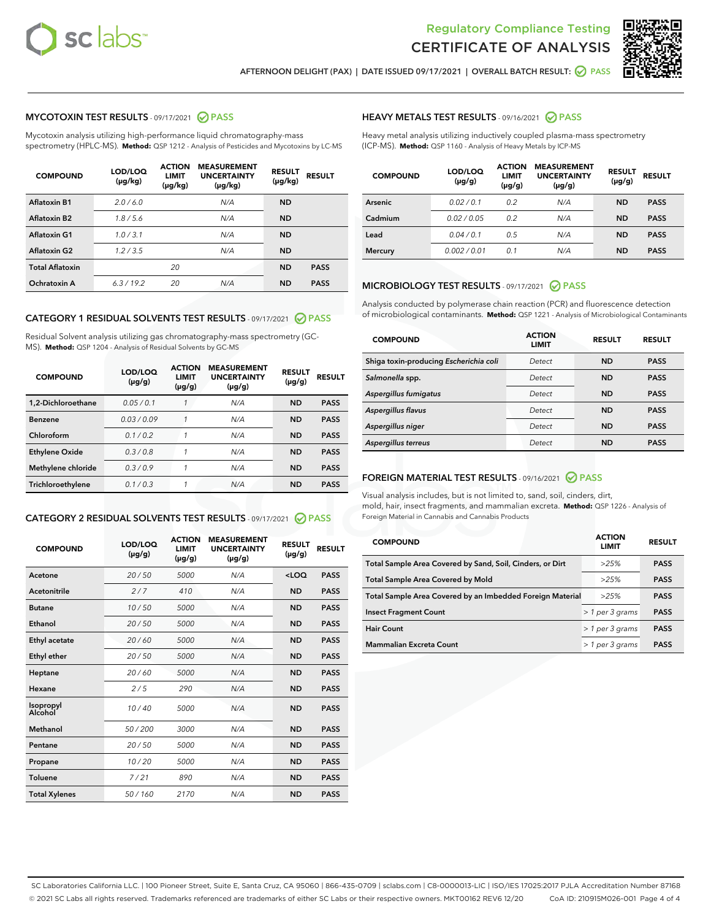Regulatory Compliance Testing
# CERTIFICATE OF ANALYSIS

AFTERNOON DELIGHT (PAX) | DATE ISSUED 09/17/2021 | OVERALL BATCH RESULT: PASS

## MYCOTOXIN TEST RESULTS - 09/17/2021 PASS

Mycotoxin analysis utilizing high-performance liquid chromatography-mass spectrometry (HPLC-MS). **Method:** QSP 1212 - Analysis of Pesticides and Mycotoxins by LC-MS

| COMPOUND | LOD/LOQ (µg/kg) | ACTION LIMIT (µg/kg) | MEASUREMENT UNCERTAINTY (µg/kg) | RESULT (µg/kg) | RESULT |
|---|---|---|---|---|---|
| Aflatoxin B1 | 2.0 / 6.0 | | N/A | ND | |
| Aflatoxin B2 | 1.8 / 5.6 | | N/A | ND | |
| Aflatoxin G1 | 1.0 / 3.1 | | N/A | ND | |
| Aflatoxin G2 | 1.2 / 3.5 | | N/A | ND | |
| Total Aflatoxin | | 20 | | ND | PASS |
| Ochratoxin A | 6.3 / 19.2 | 20 | N/A | ND | PASS |

## CATEGORY 1 RESIDUAL SOLVENTS TEST RESULTS - 09/17/2021 PASS

Residual Solvent analysis utilizing gas chromatography-mass spectrometry (GC-MS). **Method:** QSP 1204 - Analysis of Residual Solvents by GC-MS

| COMPOUND | LOD/LOQ (µg/g) | ACTION LIMIT (µg/g) | MEASUREMENT UNCERTAINTY (µg/g) | RESULT (µg/g) | RESULT |
|---|---|---|---|---|---|
| 1,2-Dichloroethane | 0.05 / 0.1 | 1 | N/A | ND | PASS |
| Benzene | 0.03 / 0.09 | 1 | N/A | ND | PASS |
| Chloroform | 0.1 / 0.2 | 1 | N/A | ND | PASS |
| Ethylene Oxide | 0.3 / 0.8 | 1 | N/A | ND | PASS |
| Methylene chloride | 0.3 / 0.9 | 1 | N/A | ND | PASS |
| Trichloroethylene | 0.1 / 0.3 | 1 | N/A | ND | PASS |

## CATEGORY 2 RESIDUAL SOLVENTS TEST RESULTS - 09/17/2021 PASS

| COMPOUND | LOD/LOQ (µg/g) | ACTION LIMIT (µg/g) | MEASUREMENT UNCERTAINTY (µg/g) | RESULT (µg/g) | RESULT |
|---|---|---|---|---|---|
| Acetone | 20 / 50 | 5000 | N/A | <LOQ | PASS |
| Acetonitrile | 2 / 7 | 410 | N/A | ND | PASS |
| Butane | 10 / 50 | 5000 | N/A | ND | PASS |
| Ethanol | 20 / 50 | 5000 | N/A | ND | PASS |
| Ethyl acetate | 20 / 60 | 5000 | N/A | ND | PASS |
| Ethyl ether | 20 / 50 | 5000 | N/A | ND | PASS |
| Heptane | 20 / 60 | 5000 | N/A | ND | PASS |
| Hexane | 2 / 5 | 290 | N/A | ND | PASS |
| Isopropyl Alcohol | 10 / 40 | 5000 | N/A | ND | PASS |
| Methanol | 50 / 200 | 3000 | N/A | ND | PASS |
| Pentane | 20 / 50 | 5000 | N/A | ND | PASS |
| Propane | 10 / 20 | 5000 | N/A | ND | PASS |
| Toluene | 7 / 21 | 890 | N/A | ND | PASS |
| Total Xylenes | 50 / 160 | 2170 | N/A | ND | PASS |

## HEAVY METALS TEST RESULTS - 09/16/2021 PASS

Heavy metal analysis utilizing inductively coupled plasma-mass spectrometry (ICP-MS). **Method:** QSP 1160 - Analysis of Heavy Metals by ICP-MS

| COMPOUND | LOD/LOQ (µg/g) | ACTION LIMIT (µg/g) | MEASUREMENT UNCERTAINTY (µg/g) | RESULT (µg/g) | RESULT |
|---|---|---|---|---|---|
| Arsenic | 0.02 / 0.1 | 0.2 | N/A | ND | PASS |
| Cadmium | 0.02 / 0.05 | 0.2 | N/A | ND | PASS |
| Lead | 0.04 / 0.1 | 0.5 | N/A | ND | PASS |
| Mercury | 0.002 / 0.01 | 0.1 | N/A | ND | PASS |

## MICROBIOLOGY TEST RESULTS - 09/17/2021 PASS

Analysis conducted by polymerase chain reaction (PCR) and fluorescence detection of microbiological contaminants. **Method:** QSP 1221 - Analysis of Microbiological Contaminants

| COMPOUND | ACTION LIMIT | RESULT | RESULT |
|---|---|---|---|
| Shiga toxin-producing *Escherichia coli* | Detect | ND | PASS |
| *Salmonella* spp. | Detect | ND | PASS |
| *Aspergillus fumigatus* | Detect | ND | PASS |
| *Aspergillus flavus* | Detect | ND | PASS |
| *Aspergillus niger* | Detect | ND | PASS |
| *Aspergillus terreus* | Detect | ND | PASS |

## FOREIGN MATERIAL TEST RESULTS - 09/16/2021 PASS

Visual analysis includes, but is not limited to, sand, soil, cinders, dirt, mold, hair, insect fragments, and mammalian excreta. **Method:** QSP 1226 - Analysis of Foreign Material in Cannabis and Cannabis Products

| COMPOUND | ACTION LIMIT | RESULT |
|---|---|---|
| Total Sample Area Covered by Sand, Soil, Cinders, or Dirt | >25% | PASS |
| Total Sample Area Covered by Mold | >25% | PASS |
| Total Sample Area Covered by an Imbedded Foreign Material | >25% | PASS |
| Insect Fragment Count | > 1 per 3 grams | PASS |
| Hair Count | > 1 per 3 grams | PASS |
| Mammalian Excreta Count | > 1 per 3 grams | PASS |

SC Laboratories California LLC. | 100 Pioneer Street, Suite E, Santa Cruz, CA 95060 | 866-435-0709 | sclabs.com | C8-0000013-LIC | ISO/IES 17025:2017 PJLA Accreditation Number 87168
© 2021 SC Labs all rights reserved. Trademarks referenced are trademarks of either SC Labs or their respective owners. MKT00162 REV6 12/20 CoA ID: 210915M026-001